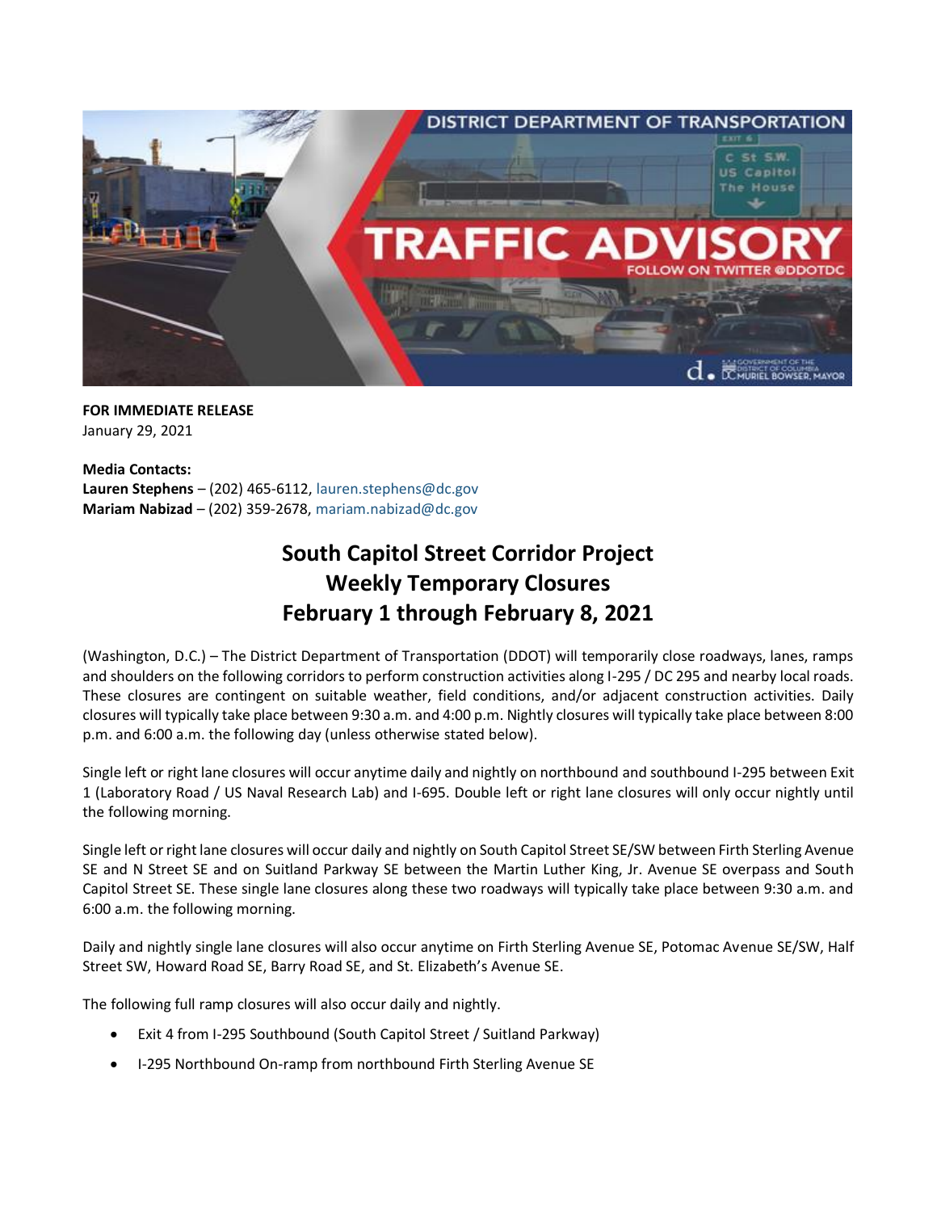**FOR IMMEDIATE RELEASE**
January 29, 2021

**Media Contacts:**
**Lauren Stephens** – (202) 465-6112, lauren.stephens@dc.gov
**Mariam Nabizad** – (202) 359-2678, mariam.nabizad@dc.gov

# South Capitol Street Corridor Project
# Weekly Temporary Closures
# February 1 through February 8, 2021

(Washington, D.C.) – The District Department of Transportation (DDOT) will temporarily close roadways, lanes, ramps and shoulders on the following corridors to perform construction activities along I-295 / DC 295 and nearby local roads. These closures are contingent on suitable weather, field conditions, and/or adjacent construction activities. Daily closures will typically take place between 9:30 a.m. and 4:00 p.m. Nightly closures will typically take place between 8:00 p.m. and 6:00 a.m. the following day (unless otherwise stated below).

Single left or right lane closures will occur anytime daily and nightly on northbound and southbound I-295 between Exit 1 (Laboratory Road / US Naval Research Lab) and I-695. Double left or right lane closures will only occur nightly until the following morning.

Single left or right lane closures will occur daily and nightly on South Capitol Street SE/SW between Firth Sterling Avenue SE and N Street SE and on Suitland Parkway SE between the Martin Luther King, Jr. Avenue SE overpass and South Capitol Street SE. These single lane closures along these two roadways will typically take place between 9:30 a.m. and 6:00 a.m. the following morning.

Daily and nightly single lane closures will also occur anytime on Firth Sterling Avenue SE, Potomac Avenue SE/SW, Half Street SW, Howard Road SE, Barry Road SE, and St. Elizabeth's Avenue SE.

The following full ramp closures will also occur daily and nightly.

- Exit 4 from I-295 Southbound (South Capitol Street / Suitland Parkway)
- I-295 Northbound On-ramp from northbound Firth Sterling Avenue SE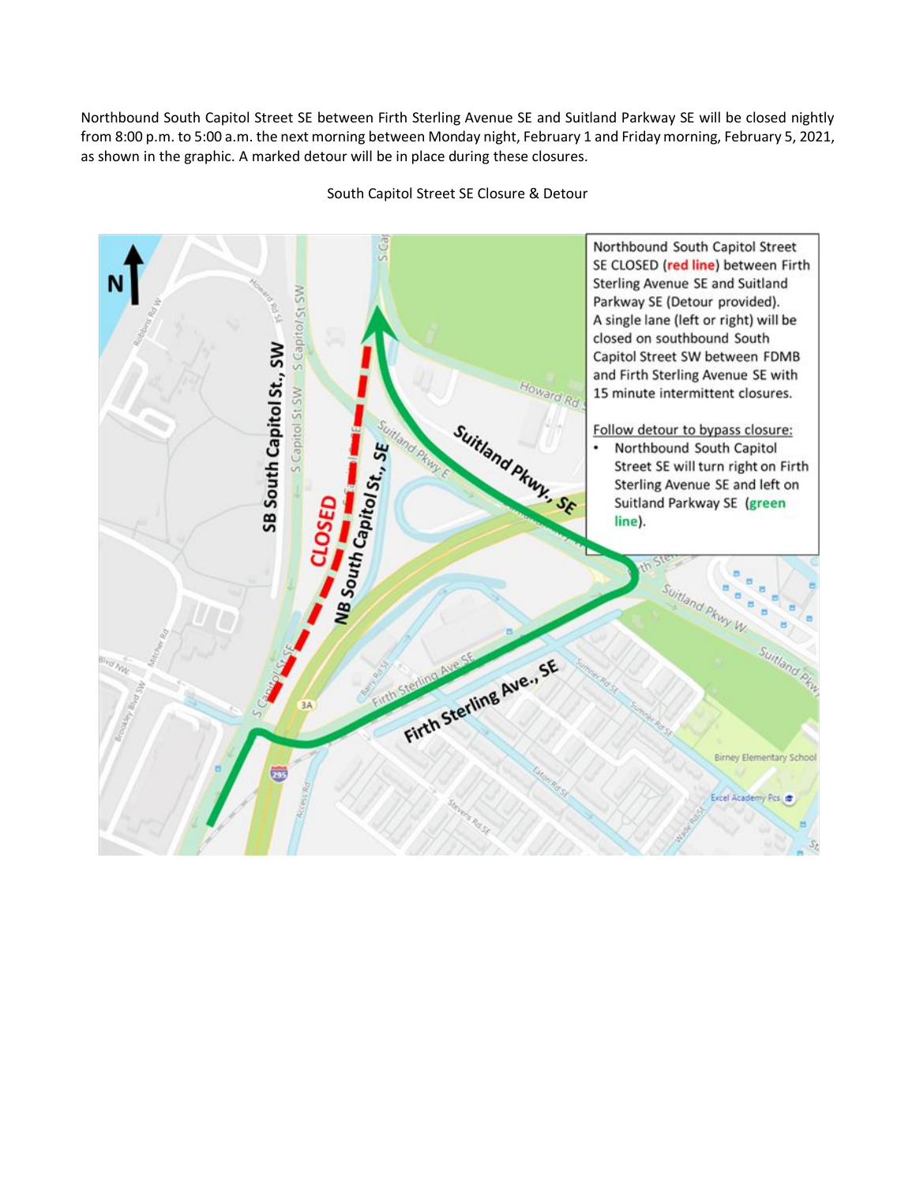Northbound South Capitol Street SE between Firth Sterling Avenue SE and Suitland Parkway SE will be closed nightly from 8:00 p.m. to 5:00 a.m. the next morning between Monday night, February 1 and Friday morning, February 5, 2021, as shown in the graphic. A marked detour will be in place during these closures.

South Capitol Street SE Closure & Detour

Northbound South Capitol Street SE CLOSED (**red line**) between Firth Sterling Avenue SE and Suitland Parkway SE (Detour provided). A single lane (left or right) will be closed on southbound South Capitol Street SW between FDMB and Firth Sterling Avenue SE with 15 minute intermittent closures.

Follow detour to bypass closure:

- Northbound South Capitol Street SE will turn right on Firth Sterling Avenue SE and left on Suitland Parkway SE (**green line**).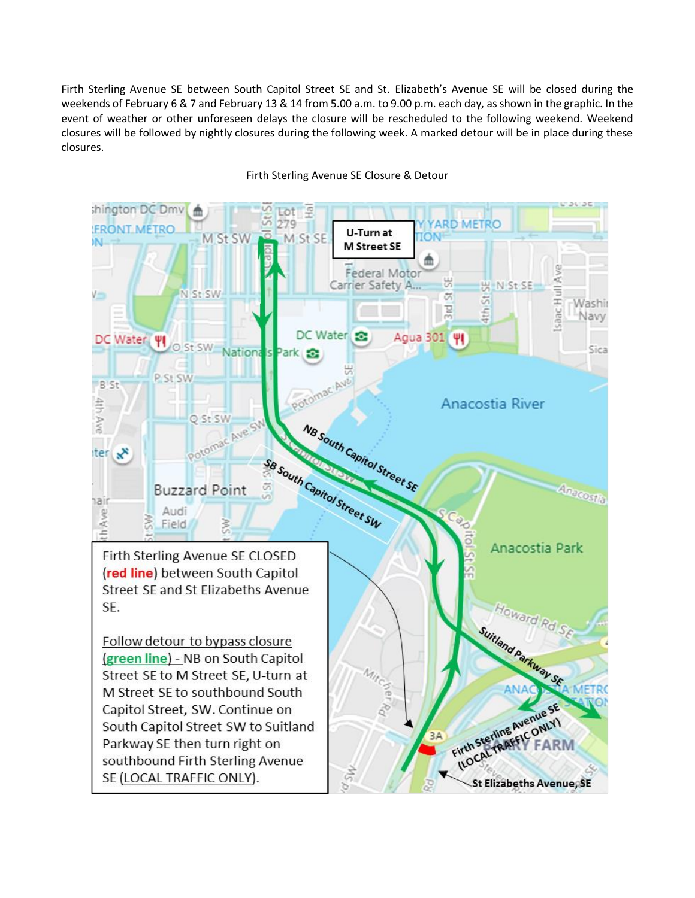Firth Sterling Avenue SE between South Capitol Street SE and St. Elizabeth's Avenue SE will be closed during the weekends of February 6 & 7 and February 13 & 14 from 5.00 a.m. to 9.00 p.m. each day, as shown in the graphic. In the event of weather or other unforeseen delays the closure will be rescheduled to the following weekend. Weekend closures will be followed by nightly closures during the following week. A marked detour will be in place during these closures.

Firth Sterling Avenue SE Closure & Detour

U-Turn at M Street SE

Firth Sterling Avenue SE CLOSED (**red line**) between South Capitol Street SE and St Elizabeths Avenue SE.

Follow detour to bypass closure (**green line**) - NB on South Capitol Street SE to M Street SE, U-turn at M Street SE to southbound South Capitol Street, SW. Continue on South Capitol Street SW to Suitland Parkway SE then turn right on southbound Firth Sterling Avenue SE (LOCAL TRAFFIC ONLY).

NB South Capitol Street SE

SB South Capitol Street SW

Suitland Parkway SE

Firth Sterling Avenue SE (LOCAL TRAFFIC ONLY)

St Elizabeths Avenue, SE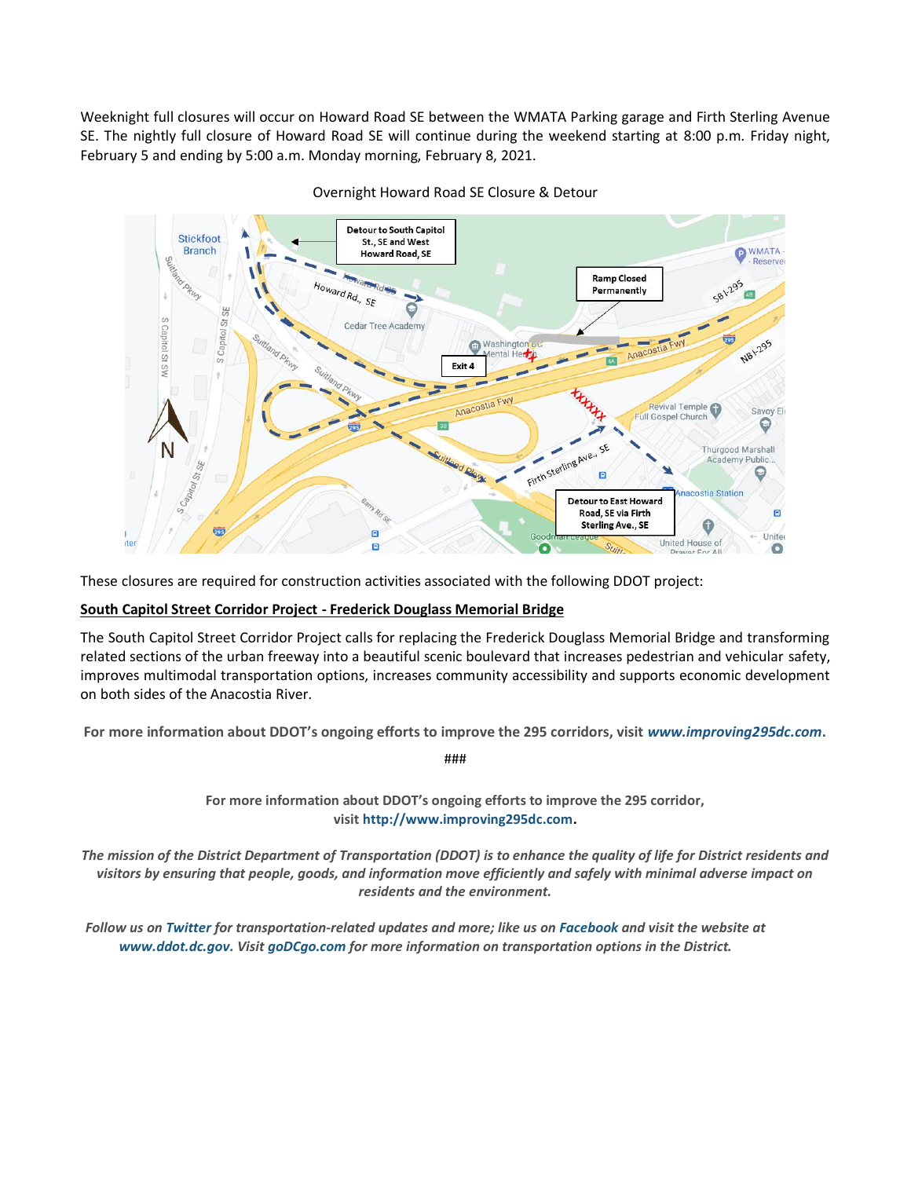Weeknight full closures will occur on Howard Road SE between the WMATA Parking garage and Firth Sterling Avenue SE. The nightly full closure of Howard Road SE will continue during the weekend starting at 8:00 p.m. Friday night, February 5 and ending by 5:00 a.m. Monday morning, February 8, 2021.

Overnight Howard Road SE Closure & Detour

Detour to South Capitol St., SE and West Howard Road, SE

Ramp Closed Permanently

Exit 4

Detour to East Howard Road, SE via Firth Sterling Ave., SE

These closures are required for construction activities associated with the following DDOT project:

**South Capitol Street Corridor Project - Frederick Douglass Memorial Bridge**

The South Capitol Street Corridor Project calls for replacing the Frederick Douglass Memorial Bridge and transforming related sections of the urban freeway into a beautiful scenic boulevard that increases pedestrian and vehicular safety, improves multimodal transportation options, increases community accessibility and supports economic development on both sides of the Anacostia River.

**For more information about DDOT's ongoing efforts to improve the 295 corridors, visit *www.improving295dc.com*.**

###

**For more information about DDOT's ongoing efforts to improve the 295 corridor, visit http://www.improving295dc.com.**

***The mission of the District Department of Transportation (DDOT) is to enhance the quality of life for District residents and visitors by ensuring that people, goods, and information move efficiently and safely with minimal adverse impact on residents and the environment.***

***Follow us on Twitter for transportation-related updates and more; like us on Facebook and visit the website at www.ddot.dc.gov. Visit goDCgo.com for more information on transportation options in the District.***